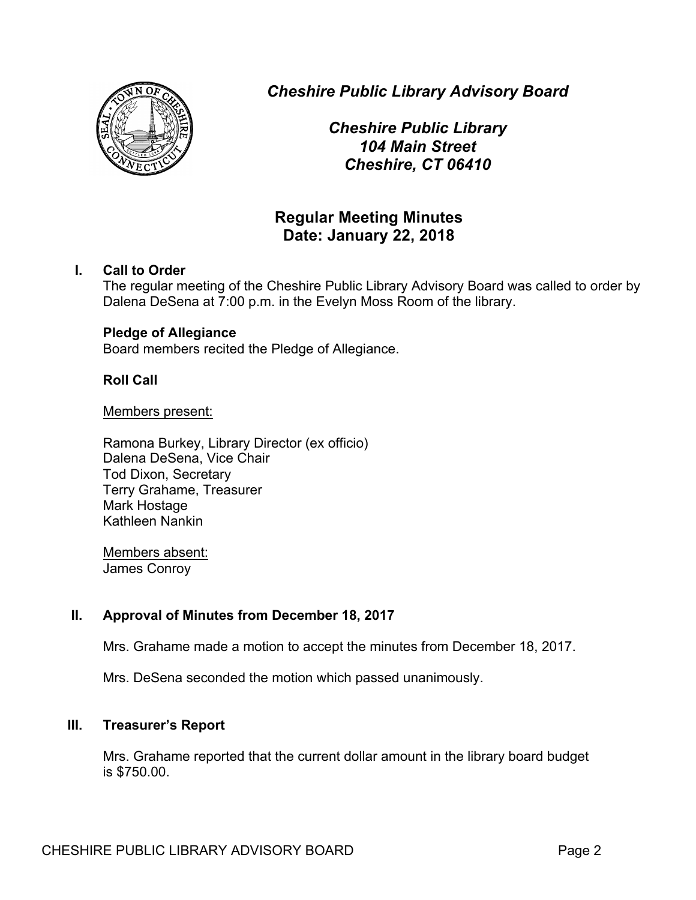*Cheshire Public Library Advisory Board*

*Cheshire Public Library*
*104 Main Street*
*Cheshire, CT 06410*

## Regular Meeting Minutes
## Date: January 22, 2018

### I. Call to Order

The regular meeting of the Cheshire Public Library Advisory Board was called to order by Dalena DeSena at 7:00 p.m. in the Evelyn Moss Room of the library.

**Pledge of Allegiance**

Board members recited the Pledge of Allegiance.

**Roll Call**

Members present:

Ramona Burkey, Library Director (ex officio)
Dalena DeSena, Vice Chair
Tod Dixon, Secretary
Terry Grahame, Treasurer
Mark Hostage
Kathleen Nankin

Members absent:
James Conroy

### II. Approval of Minutes from December 18, 2017

Mrs. Grahame made a motion to accept the minutes from December 18, 2017.

Mrs. DeSena seconded the motion which passed unanimously.

### III. Treasurer's Report

Mrs. Grahame reported that the current dollar amount in the library board budget is $750.00.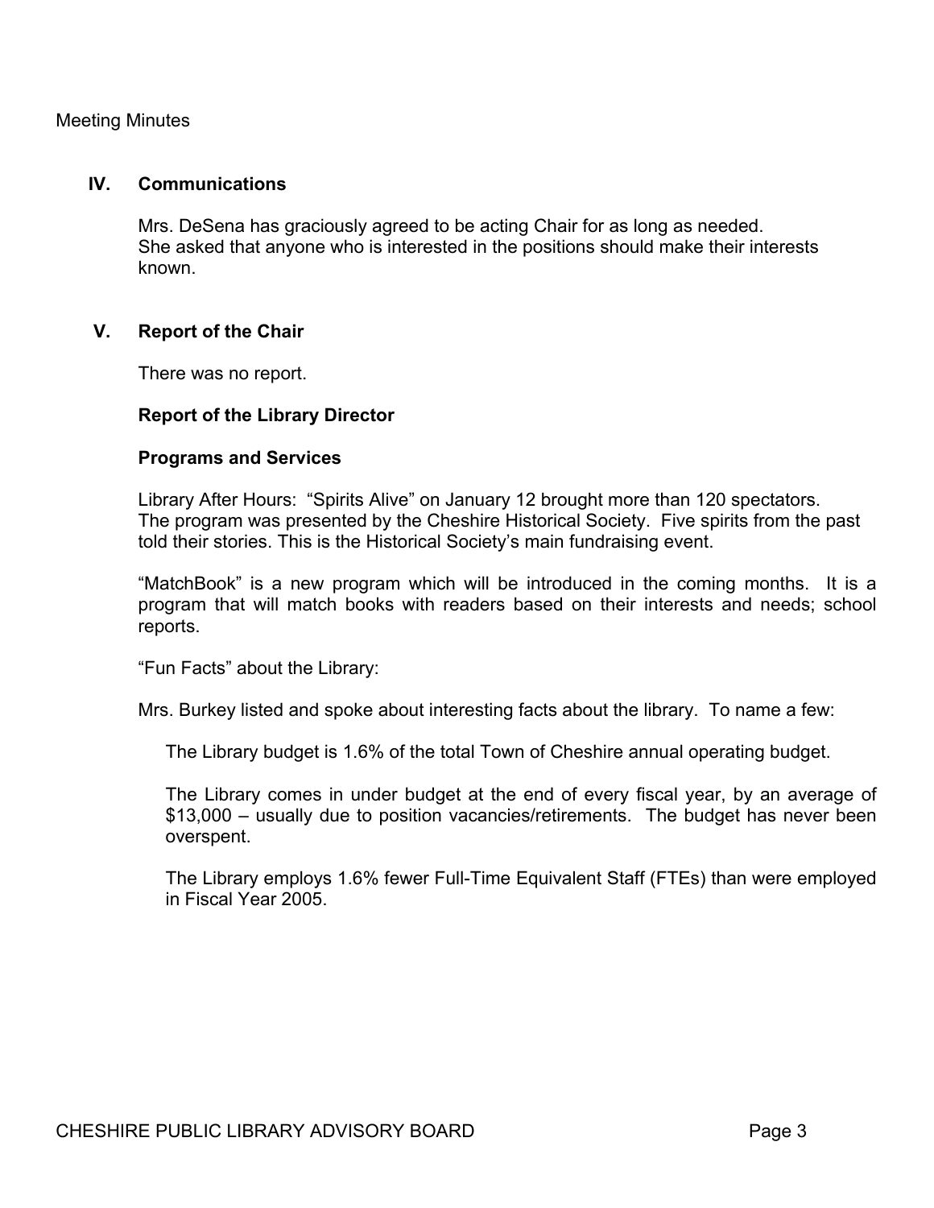Meeting Minutes

## IV. Communications

Mrs. DeSena has graciously agreed to be acting Chair for as long as needed. She asked that anyone who is interested in the positions should make their interests known.

## V. Report of the Chair

There was no report.

### Report of the Library Director

### Programs and Services

Library After Hours: "Spirits Alive" on January 12 brought more than 120 spectators. The program was presented by the Cheshire Historical Society. Five spirits from the past told their stories. This is the Historical Society's main fundraising event.

"MatchBook" is a new program which will be introduced in the coming months. It is a program that will match books with readers based on their interests and needs; school reports.

"Fun Facts" about the Library:

Mrs. Burkey listed and spoke about interesting facts about the library. To name a few:

The Library budget is 1.6% of the total Town of Cheshire annual operating budget.

The Library comes in under budget at the end of every fiscal year, by an average of $13,000 – usually due to position vacancies/retirements. The budget has never been overspent.

The Library employs 1.6% fewer Full-Time Equivalent Staff (FTEs) than were employed in Fiscal Year 2005.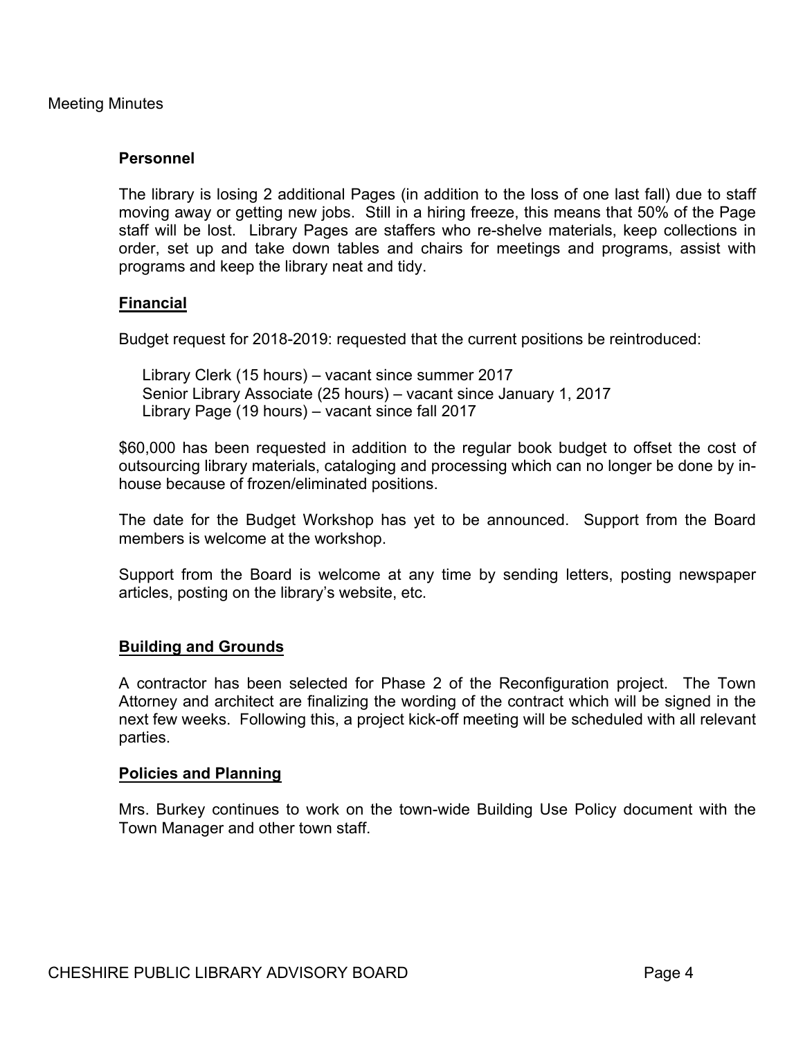### **Personnel**

The library is losing 2 additional Pages (in addition to the loss of one last fall) due to staff moving away or getting new jobs. Still in a hiring freeze, this means that 50% of the Page staff will be lost. Library Pages are staffers who re-shelve materials, keep collections in order, set up and take down tables and chairs for meetings and programs, assist with programs and keep the library neat and tidy.

### **Financial**

Budget request for 2018-2019: requested that the current positions be reintroduced:

- Library Clerk (15 hours) – vacant since summer 2017
- Senior Library Associate (25 hours) – vacant since January 1, 2017
- Library Page (19 hours) – vacant since fall 2017

$60,000 has been requested in addition to the regular book budget to offset the cost of outsourcing library materials, cataloging and processing which can no longer be done by in-house because of frozen/eliminated positions.

The date for the Budget Workshop has yet to be announced. Support from the Board members is welcome at the workshop.

Support from the Board is welcome at any time by sending letters, posting newspaper articles, posting on the library's website, etc.

### **Building and Grounds**

A contractor has been selected for Phase 2 of the Reconfiguration project. The Town Attorney and architect are finalizing the wording of the contract which will be signed in the next few weeks. Following this, a project kick-off meeting will be scheduled with all relevant parties.

### **Policies and Planning**

Mrs. Burkey continues to work on the town-wide Building Use Policy document with the Town Manager and other town staff.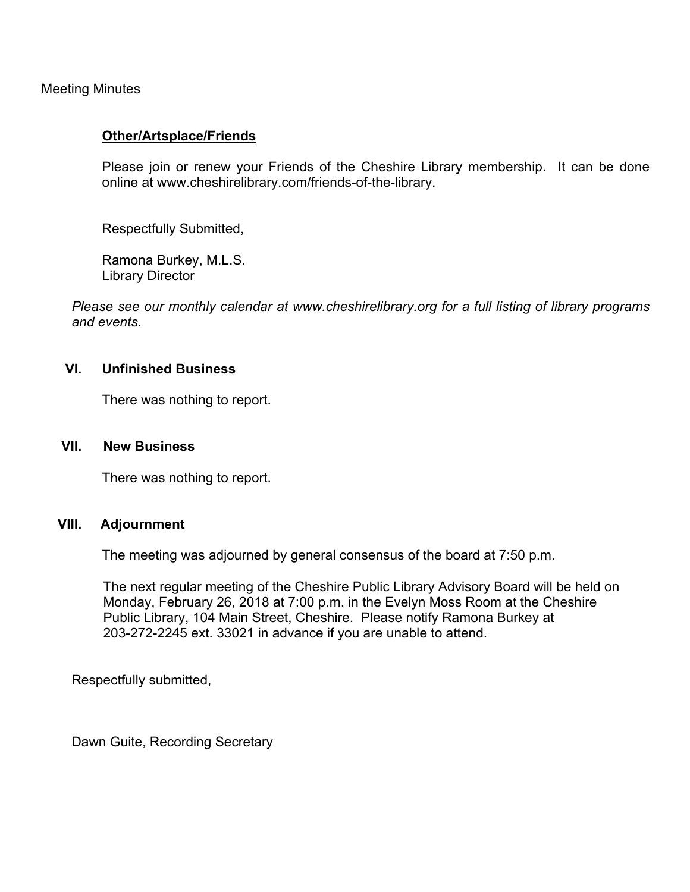Meeting Minutes

**Other/Artsplace/Friends**

Please join or renew your Friends of the Cheshire Library membership. It can be done online at www.cheshirelibrary.com/friends-of-the-library.

Respectfully Submitted,

Ramona Burkey, M.L.S.
Library Director

*Please see our monthly calendar at www.cheshirelibrary.org for a full listing of library programs and events.*

## VI. Unfinished Business

There was nothing to report.

## VII. New Business

There was nothing to report.

## VIII. Adjournment

The meeting was adjourned by general consensus of the board at 7:50 p.m.

The next regular meeting of the Cheshire Public Library Advisory Board will be held on Monday, February 26, 2018 at 7:00 p.m. in the Evelyn Moss Room at the Cheshire Public Library, 104 Main Street, Cheshire. Please notify Ramona Burkey at 203-272-2245 ext. 33021 in advance if you are unable to attend.

Respectfully submitted,

Dawn Guite, Recording Secretary